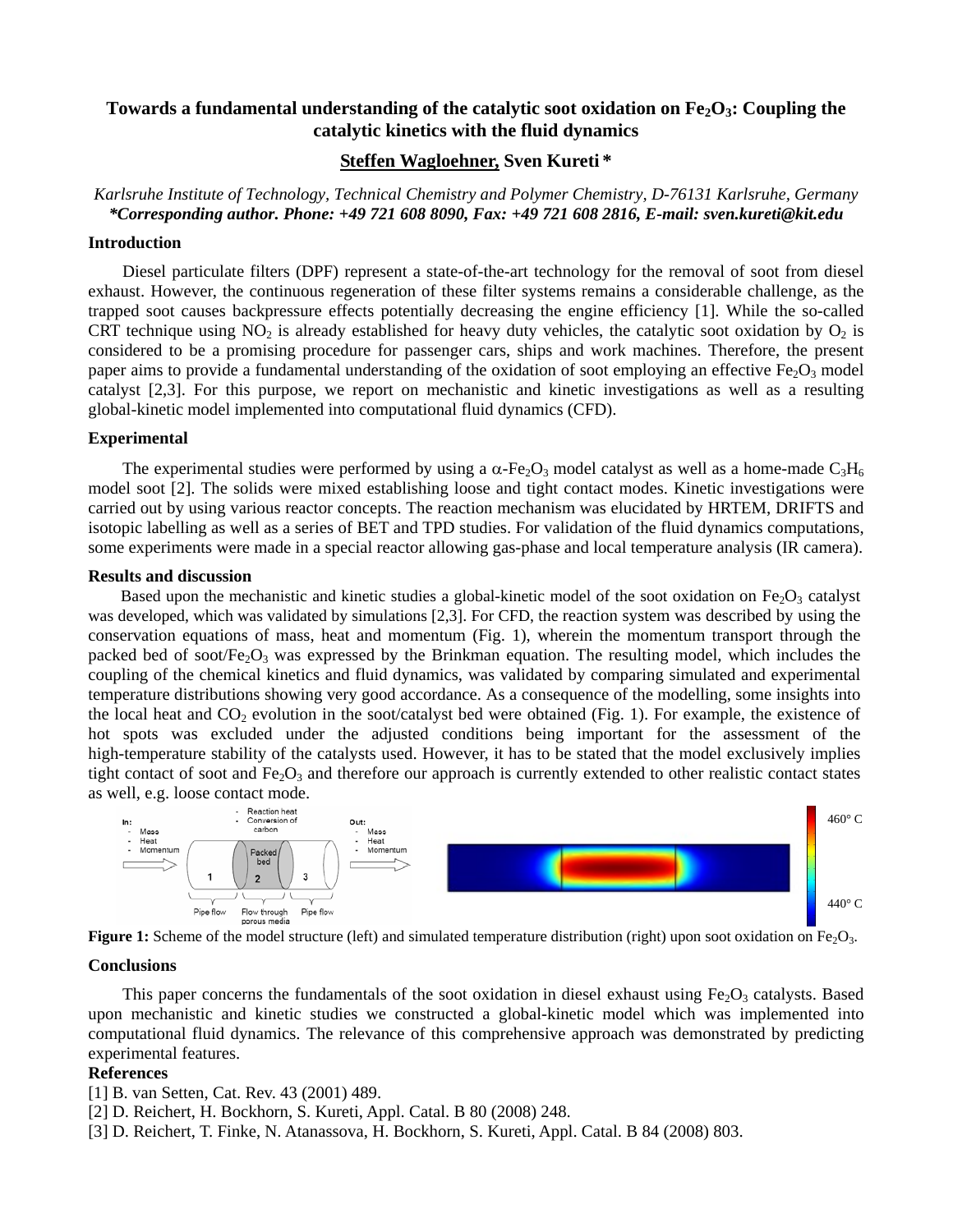# Towards a fundamental understanding of the catalytic soot oxidation on $Fe_2O_3$: Coupling the catalytic kinetics with the fluid dynamics

**Steffen Wagloehner, Sven Kureti ***

*Karlsruhe Institute of Technology, Technical Chemistry and Polymer Chemistry, D-76131 Karlsruhe, Germany*
***Corresponding author. Phone: +49 721 608 8090, Fax: +49 721 608 2816, E-mail: sven.kureti@kit.edu***

## Introduction

Diesel particulate filters (DPF) represent a state-of-the-art technology for the removal of soot from diesel exhaust. However, the continuous regeneration of these filter systems remains a considerable challenge, as the trapped soot causes backpressure effects potentially decreasing the engine efficiency [1]. While the so-called CRT technique using $NO_2$ is already established for heavy duty vehicles, the catalytic soot oxidation by $O_2$ is considered to be a promising procedure for passenger cars, ships and work machines. Therefore, the present paper aims to provide a fundamental understanding of the oxidation of soot employing an effective $Fe_2O_3$ model catalyst [2,3]. For this purpose, we report on mechanistic and kinetic investigations as well as a resulting global-kinetic model implemented into computational fluid dynamics (CFD).

## Experimental

The experimental studies were performed by using a $\alpha$-$Fe_2O_3$ model catalyst as well as a home-made $C_3H_6$ model soot [2]. The solids were mixed establishing loose and tight contact modes. Kinetic investigations were carried out by using various reactor concepts. The reaction mechanism was elucidated by HRTEM, DRIFTS and isotopic labelling as well as a series of BET and TPD studies. For validation of the fluid dynamics computations, some experiments were made in a special reactor allowing gas-phase and local temperature analysis (IR camera).

## Results and discussion

Based upon the mechanistic and kinetic studies a global-kinetic model of the soot oxidation on $Fe_2O_3$ catalyst was developed, which was validated by simulations [2,3]. For CFD, the reaction system was described by using the conservation equations of mass, heat and momentum (Fig. 1), wherein the momentum transport through the packed bed of soot/$Fe_2O_3$ was expressed by the Brinkman equation. The resulting model, which includes the coupling of the chemical kinetics and fluid dynamics, was validated by comparing simulated and experimental temperature distributions showing very good accordance. As a consequence of the modelling, some insights into the local heat and $CO_2$ evolution in the soot/catalyst bed were obtained (Fig. 1). For example, the existence of hot spots was excluded under the adjusted conditions being important for the assessment of the high-temperature stability of the catalysts used. However, it has to be stated that the model exclusively implies tight contact of soot and $Fe_2O_3$ and therefore our approach is currently extended to other realistic contact states as well, e.g. loose contact mode.

In: Mass, Heat, Momentum — Reaction heat, Conversion of carbon — Out: Mass, Heat, Momentum — 1: Pipe flow; 2: Packed bed, Flow through porous media; 3: Pipe flow — 460° C / 440° C

**Figure 1:** Scheme of the model structure (left) and simulated temperature distribution (right) upon soot oxidation on $Fe_2O_3$.

## Conclusions

This paper concerns the fundamentals of the soot oxidation in diesel exhaust using $Fe_2O_3$ catalysts. Based upon mechanistic and kinetic studies we constructed a global-kinetic model which was implemented into computational fluid dynamics. The relevance of this comprehensive approach was demonstrated by predicting experimental features.

## References

[1] B. van Setten, Cat. Rev. 43 (2001) 489.
[2] D. Reichert, H. Bockhorn, S. Kureti, Appl. Catal. B 80 (2008) 248.
[3] D. Reichert, T. Finke, N. Atanassova, H. Bockhorn, S. Kureti, Appl. Catal. B 84 (2008) 803.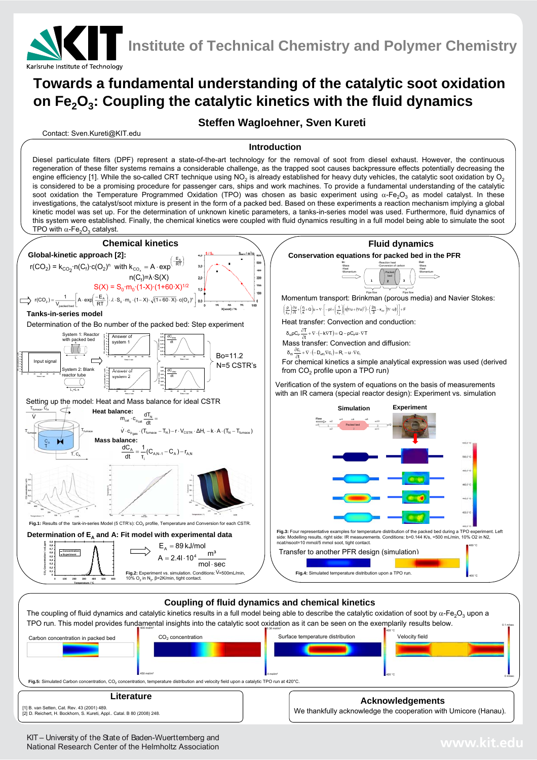# Institute of Technical Chemistry and Polymer Chemistry

# Towards a fundamental understanding of the catalytic soot oxidation on $Fe_2O_3$: Coupling the catalytic kinetics with the fluid dynamics

**Steffen Wagloehner, Sven Kureti**

Contact: Sven.Kureti@KIT.edu

## Introduction

Diesel particulate filters (DPF) represent a state-of-the-art technology for the removal of soot from diesel exhaust. However, the continuous regeneration of these filter systems remains a considerable challenge, as the trapped soot causes backpressure effects potentially decreasing the engine efficiency [1]. While the so-called CRT technique using $NO_2$ is already established for heavy duty vehicles, the catalytic soot oxidation by $O_2$ is considered to be a promising procedure for passenger cars, ships and work machines. To provide a fundamental understanding of the catalytic soot oxidation the Temperature Programmed Oxidation (TPO) was chosen as basic experiment using $\alpha$-$Fe_2O_3$ as model catalyst. In these investigations, the catalyst/soot mixture is present in the form of a packed bed. Based on these experiments a reaction mechanism implying a global kinetic model was set up. For the determination of unknown kinetic parameters, a tanks-in-series model was used. Furthermore, fluid dynamics of this system were established. Finally, the chemical kinetics were coupled with fluid dynamics resulting in a full model being able to simulate the soot TPO with $\alpha$-$Fe_2O_3$ catalyst.

## Chemical kinetics

**Global-kinetic approach [2]:**

$$r(CO_2) = k_{CO_2} \cdot n(C_f) \cdot c(O_2)^n \quad \text{with } k_{CO_2} = A \cdot \exp\left(\frac{E_A}{RT}\right)$$

$$n(C_f) = \lambda \cdot S(X)$$

$$S(X) = S_0 \cdot m_0 \cdot (1-X) \cdot (1+60 \cdot X)^{1/2}$$

$$\Rightarrow r(CO_2) = \frac{1}{V_{packed\,bed}}\left[A \cdot \exp\left(\frac{-E_A}{RT}\right) \cdot \lambda \cdot S_0 \cdot m_0 \cdot (1-X) \cdot \sqrt{(1+60 \cdot X)} \cdot c(O_2)^n\right]$$

S / S0
$S_{BET}$ / m²/g
X(soot) / %

**Tanks-in-series model**

Determination of the Bo number of the packed bed: Step experiment

System 1: Reactor with packed bed
Input signal
System 2: Blank reactor tube
Answer of system 1
Answer of system 2

Bo=11.2
N=5 CSTR's

Setting up the model: Heat and Mass balance for ideal CSTR

**Heat balance:**

$$m_{cat} \cdot c_{Pcat} \cdot \frac{dT_N}{dt} =$$

$$\dot{V} \cdot c_{P_{gas}} \cdot (T_{furnace} - T_N) - r \cdot V_{CSTR} \cdot \Delta H_r - k \cdot A \cdot (T_N - T_{furnace})$$

**Mass balance:**

$$\frac{dC_A}{dt} = \frac{1}{\tau_i}(C_{A,N-1} - C_A) - r_{A,N}$$

Fig.1: Results of the tank-in-series Model (5 CTR's): $CO_2$ profile, Temperature and Conversion for each CSTR.

**Determination of $E_A$ and A: Fit model with experimental data**

$$E_A = 89\,\text{kJ/mol}$$

$$A = 2.4l \cdot 10^4 \frac{m^3}{mol \cdot sec}$$

Fig.2: Experiment vs. simulation. Conditions: $\dot{V}$=500mL/min, 10% $O_2$ in $N_2$, β=2K/min, tight contact.

## Fluid dynamics

**Conservation equations for packed bed in the PFR**

Momentum transport: Brinkman (porous media) and Navier Stokes:

$$\left(\frac{\rho}{\varepsilon_p}\right)\frac{\partial u}{\partial t} + \left(\frac{\eta}{\kappa} + Q\right)u = \nabla \cdot \left[-pI + \left(\frac{1}{\varepsilon_p}\right)\left\{\eta(\nabla u + (\nabla u)^T) - \left(\frac{2\eta}{3} - \kappa_{dv}\right)(\nabla \cdot u)I\right\}\right] + F$$

Heat transfer: Convection and conduction:

$$\delta_{ts}\rho C_p \frac{\partial T}{\partial t} + \nabla \cdot (-k\nabla T) = Q - \rho C_p u \cdot \nabla T$$

Mass transfer: Convection and diffusion:

$$\delta_{ts}\frac{\partial c_i}{\partial t} + \nabla \cdot (-D_{eff_i}\nabla c_i) = R_i - u \cdot \nabla c_i$$

For chemical kinetics a simple analytical expression was used (derived from $CO_2$ profile upon a TPO run)

Verification of the system of equations on the basis of measurements with an IR camera (special reactor design): Experiment vs. simulation

Simulation
Experiment

Fig.3: Four representative examples for temperature distribution of the packed bed during a TPO experiment. Left side: Modelling results, right side: IR measurements. Conditions: b=0.144 K/s, =500 mL/min, 10% O2 in N2, ncat/nsoot=10 mmol/5 mmol soot, tight contact.

Transfer to another PFR design (simulation)

Fig.4: Simulated temperature distribution upon a TPO run.

## Coupling of fluid dynamics and chemical kinetics

The coupling of fluid dynamics and catalytic kinetics results in a full model being able to describe the catalytic oxidation of soot by $\alpha$-$Fe_2O_3$ upon a TPO run. This model provides fundamental insights into the catalytic soot oxidation as it can be seen on the exemplarily results below.

Carbon concentration in packed bed
$CO_2$ concentration
Surface temperature distribution
Velocity field

Fig.5: Simulated Carbon concentration, $CO_2$ concentration, temperature distribution and velocity field upon a catalytic TPO run at 420°C.

## Literature

[1] B. van Setten, Cat. Rev. 43 (2001) 489.
[2] D. Reichert, H. Bockhorn, S. Kureti, Appl.. Catal. B 80 (2008) 248.

## Acknowledgements

We thankfully acknowledge the cooperation with Umicore (Hanau).

KIT – University of the State of Baden-Wuerttemberg and National Research Center of the Helmholtz Association

www.kit.edu